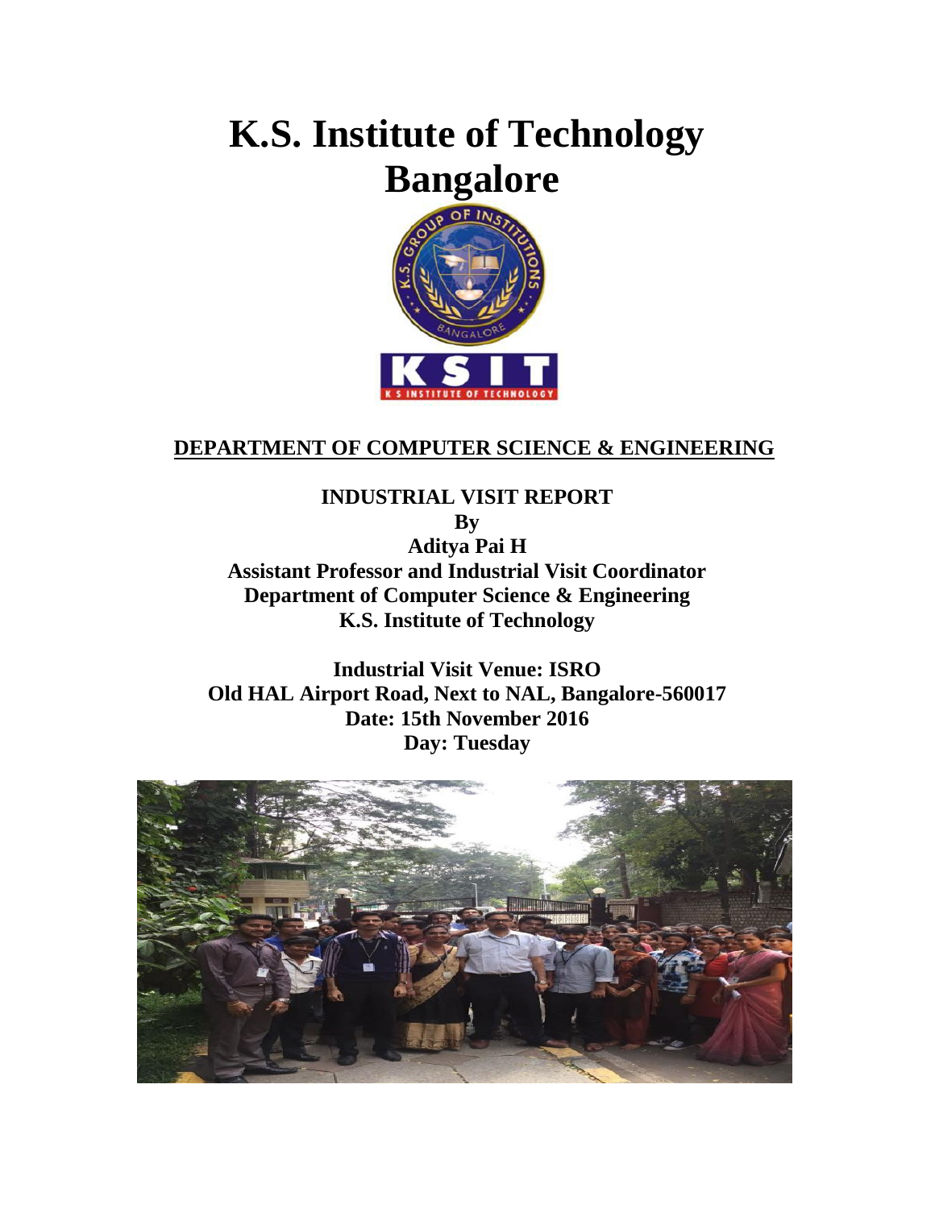# K.S. Institute of Technology
# Bangalore

## DEPARTMENT OF COMPUTER SCIENCE & ENGINEERING

**INDUSTRIAL VISIT REPORT**
**By**
**Aditya Pai H**
**Assistant Professor and Industrial Visit Coordinator**
**Department of Computer Science & Engineering**
**K.S. Institute of Technology**

**Industrial Visit Venue: ISRO**
**Old HAL Airport Road, Next to NAL, Bangalore-560017**
**Date: 15th November 2016**
**Day: Tuesday**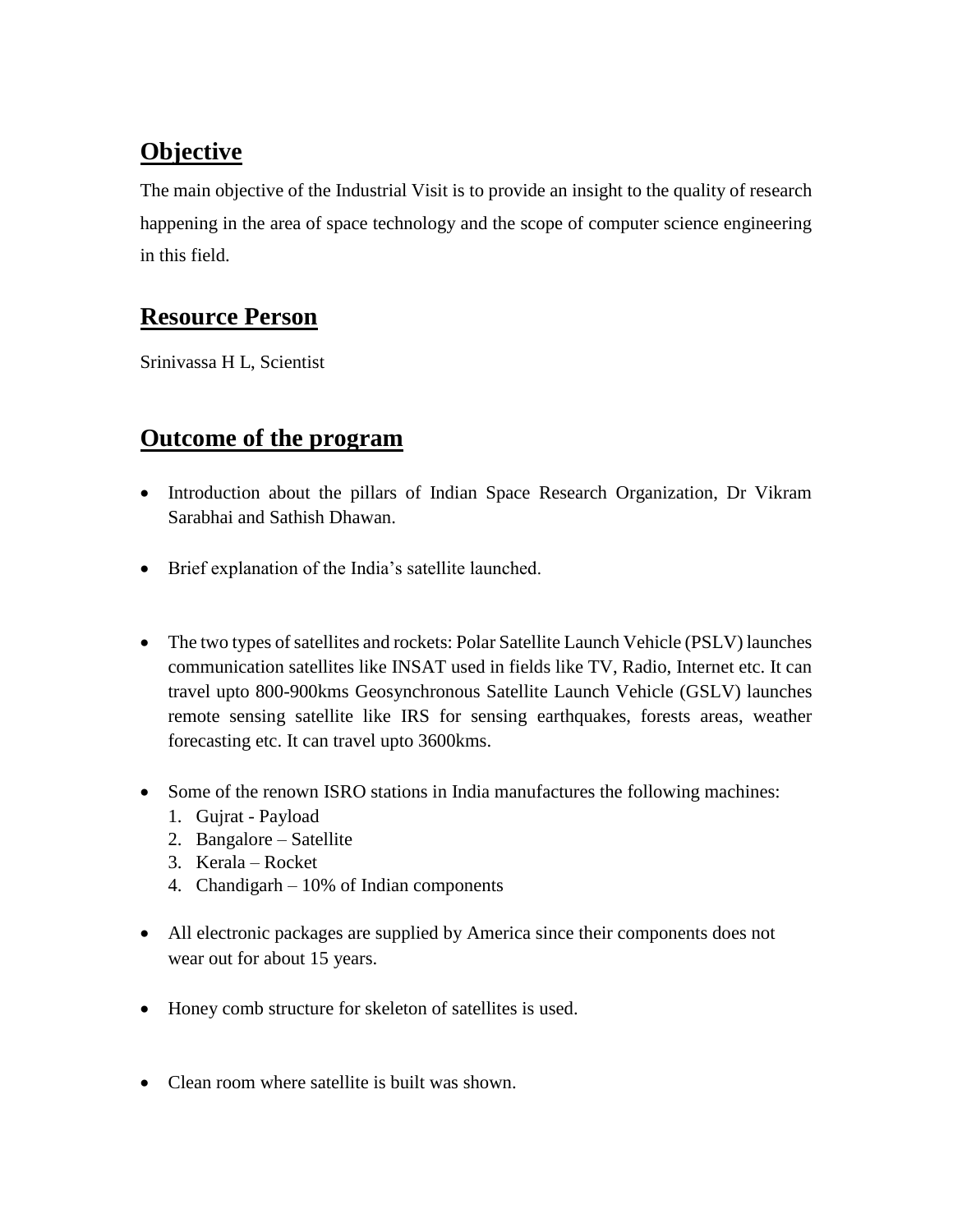## Objective

The main objective of the Industrial Visit is to provide an insight to the quality of research happening in the area of space technology and the scope of computer science engineering in this field.

## Resource Person

Srinivassa H L, Scientist

## Outcome of the program

- Introduction about the pillars of Indian Space Research Organization, Dr Vikram Sarabhai and Sathish Dhawan.

- Brief explanation of the India's satellite launched.

- The two types of satellites and rockets: Polar Satellite Launch Vehicle (PSLV) launches communication satellites like INSAT used in fields like TV, Radio, Internet etc. It can travel upto 800-900kms Geosynchronous Satellite Launch Vehicle (GSLV) launches remote sensing satellite like IRS for sensing earthquakes, forests areas, weather forecasting etc. It can travel upto 3600kms.

- Some of the renown ISRO stations in India manufactures the following machines:
    1. Gujrat - Payload
    2. Bangalore – Satellite
    3. Kerala – Rocket
    4. Chandigarh – 10% of Indian components

- All electronic packages are supplied by America since their components does not wear out for about 15 years.

- Honey comb structure for skeleton of satellites is used.

- Clean room where satellite is built was shown.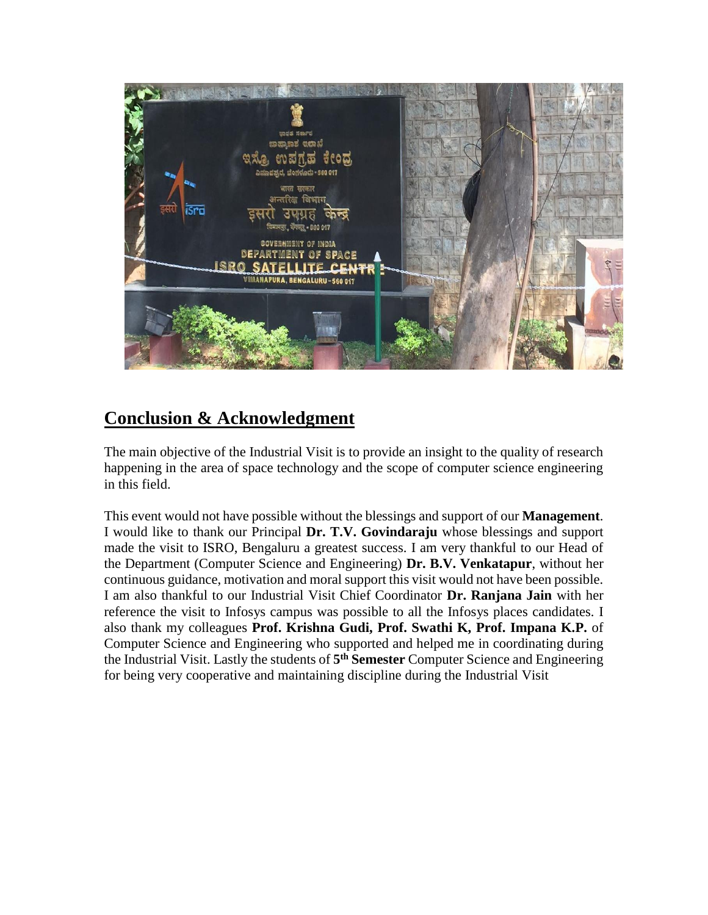## Conclusion & Acknowledgment

The main objective of the Industrial Visit is to provide an insight to the quality of research happening in the area of space technology and the scope of computer science engineering in this field.

This event would not have possible without the blessings and support of our **Management**. I would like to thank our Principal **Dr. T.V. Govindaraju** whose blessings and support made the visit to ISRO, Bengaluru a greatest success. I am very thankful to our Head of the Department (Computer Science and Engineering) **Dr. B.V. Venkatapur**, without her continuous guidance, motivation and moral support this visit would not have been possible. I am also thankful to our Industrial Visit Chief Coordinator **Dr. Ranjana Jain** with her reference the visit to Infosys campus was possible to all the Infosys places candidates. I also thank my colleagues **Prof. Krishna Gudi, Prof. Swathi K, Prof. Impana K.P.** of Computer Science and Engineering who supported and helped me in coordinating during the Industrial Visit. Lastly the students of **5th Semester** Computer Science and Engineering for being very cooperative and maintaining discipline during the Industrial Visit